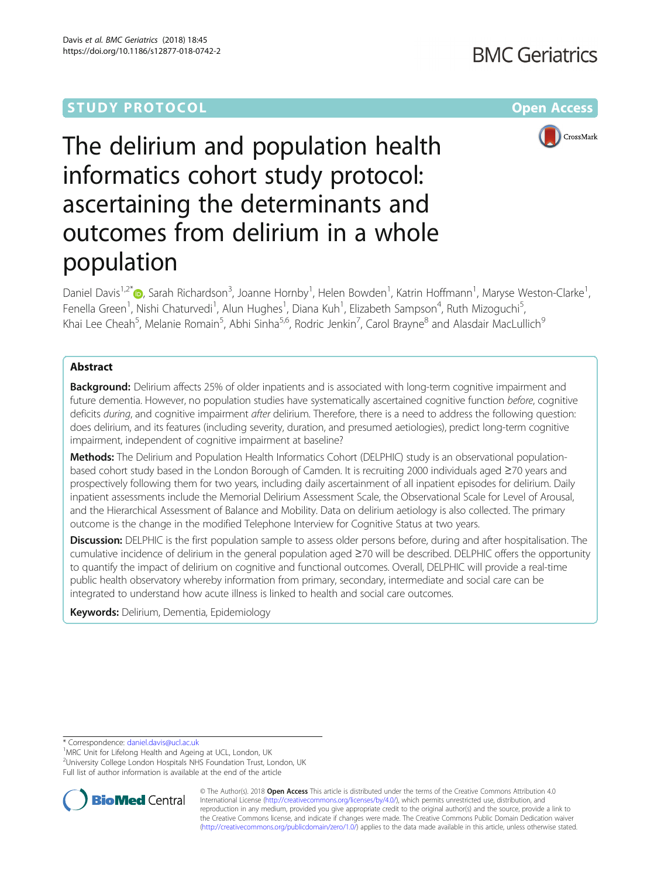STUDY PROTOCOL

Open Access

# The delirium and population health informatics cohort study protocol: ascertaining the determinants and outcomes from delirium in a whole population

Daniel Davis[1,2*], Sarah Richardson[3], Joanne Hornby[1], Helen Bowden[1], Katrin Hoffmann[1], Maryse Weston-Clarke[1], Fenella Green[1], Nishi Chaturvedi[1], Alun Hughes[1], Diana Kuh[1], Elizabeth Sampson[4], Ruth Mizoguchi[5], Khai Lee Cheah[5], Melanie Romain[5], Abhi Sinha[5,6], Rodric Jenkin[7], Carol Brayne[8] and Alasdair MacLullich[9]

## Abstract

**Background:** Delirium affects 25% of older inpatients and is associated with long-term cognitive impairment and future dementia. However, no population studies have systematically ascertained cognitive function *before*, cognitive deficits *during*, and cognitive impairment *after* delirium. Therefore, there is a need to address the following question: does delirium, and its features (including severity, duration, and presumed aetiologies), predict long-term cognitive impairment, independent of cognitive impairment at baseline?

**Methods:** The Delirium and Population Health Informatics Cohort (DELPHIC) study is an observational population-based cohort study based in the London Borough of Camden. It is recruiting 2000 individuals aged ≥70 years and prospectively following them for two years, including daily ascertainment of all inpatient episodes for delirium. Daily inpatient assessments include the Memorial Delirium Assessment Scale, the Observational Scale for Level of Arousal, and the Hierarchical Assessment of Balance and Mobility. Data on delirium aetiology is also collected. The primary outcome is the change in the modified Telephone Interview for Cognitive Status at two years.

**Discussion:** DELPHIC is the first population sample to assess older persons before, during and after hospitalisation. The cumulative incidence of delirium in the general population aged ≥70 will be described. DELPHIC offers the opportunity to quantify the impact of delirium on cognitive and functional outcomes. Overall, DELPHIC will provide a real-time public health observatory whereby information from primary, secondary, intermediate and social care can be integrated to understand how acute illness is linked to health and social care outcomes.

**Keywords:** Delirium, Dementia, Epidemiology

\* Correspondence: daniel.davis@ucl.ac.uk

[1]MRC Unit for Lifelong Health and Ageing at UCL, London, UK

[2]University College London Hospitals NHS Foundation Trust, London, UK

Full list of author information is available at the end of the article

© The Author(s). 2018 **Open Access** This article is distributed under the terms of the Creative Commons Attribution 4.0 International License (http://creativecommons.org/licenses/by/4.0/), which permits unrestricted use, distribution, and reproduction in any medium, provided you give appropriate credit to the original author(s) and the source, provide a link to the Creative Commons license, and indicate if changes were made. The Creative Commons Public Domain Dedication waiver (http://creativecommons.org/publicdomain/zero/1.0/) applies to the data made available in this article, unless otherwise stated.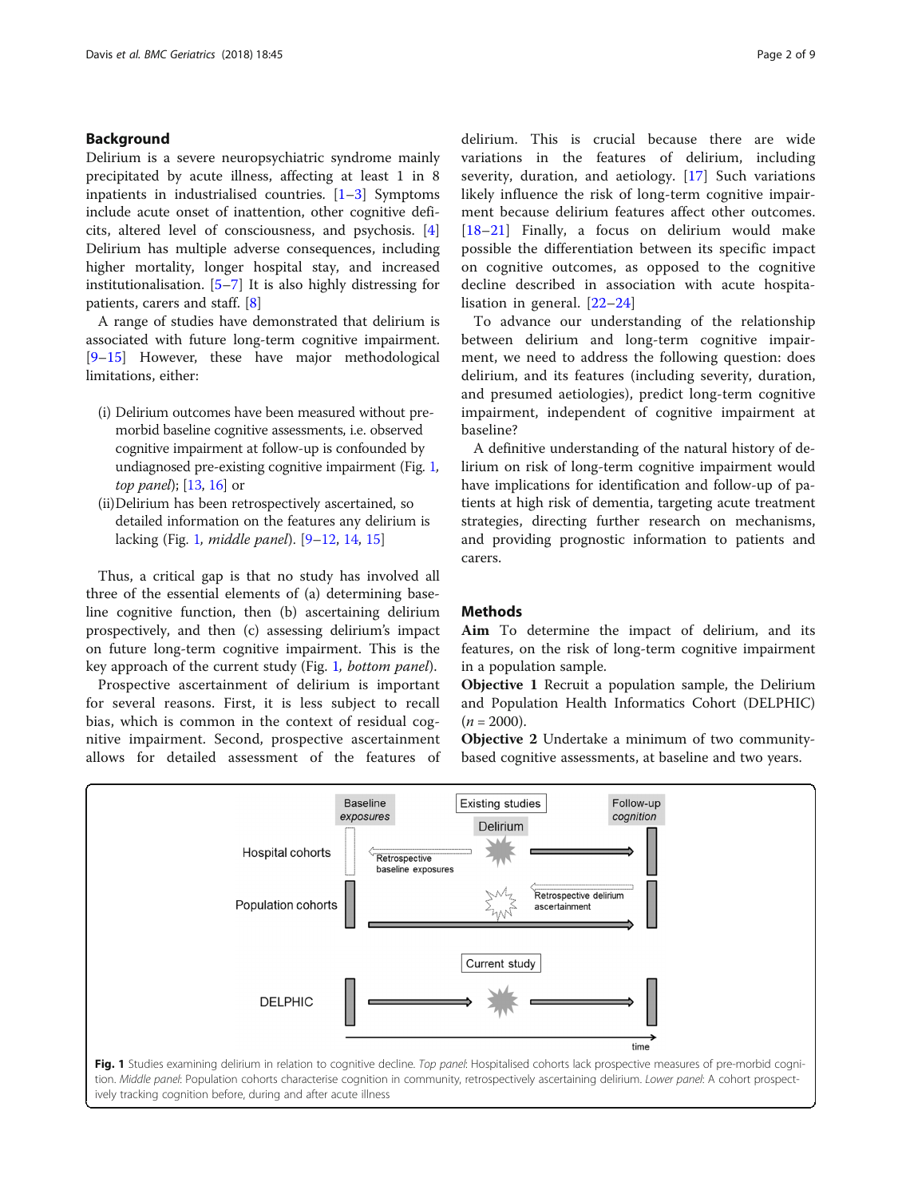## Background

Delirium is a severe neuropsychiatric syndrome mainly precipitated by acute illness, affecting at least 1 in 8 inpatients in industrialised countries. [1–3] Symptoms include acute onset of inattention, other cognitive deficits, altered level of consciousness, and psychosis. [4] Delirium has multiple adverse consequences, including higher mortality, longer hospital stay, and increased institutionalisation. [5–7] It is also highly distressing for patients, carers and staff. [8]

A range of studies have demonstrated that delirium is associated with future long-term cognitive impairment. [9–15] However, these have major methodological limitations, either:

(i) Delirium outcomes have been measured without pre-morbid baseline cognitive assessments, i.e. observed cognitive impairment at follow-up is confounded by undiagnosed pre-existing cognitive impairment (Fig. 1, *top panel*); [13, 16] or
(ii) Delirium has been retrospectively ascertained, so detailed information on the features any delirium is lacking (Fig. 1, *middle panel*). [9–12, 14, 15]

Thus, a critical gap is that no study has involved all three of the essential elements of (a) determining baseline cognitive function, then (b) ascertaining delirium prospectively, and (c) assessing delirium's impact on future long-term cognitive impairment. This is the key approach of the current study (Fig. 1, *bottom panel*).

Prospective ascertainment of delirium is important for several reasons. First, it is less subject to recall bias, which is common in the context of residual cognitive impairment. Second, prospective ascertainment allows for detailed assessment of the features of delirium. This is crucial because there are wide variations in the features of delirium, including severity, duration, and aetiology. [17] Such variations likely influence the risk of long-term cognitive impairment because delirium features affect other outcomes. [18–21] Finally, a focus on delirium would make possible the differentiation between its specific impact on cognitive outcomes, as opposed to the cognitive decline described in association with acute hospitalisation in general. [22–24]

To advance our understanding of the relationship between delirium and long-term cognitive impairment, we need to address the following question: does delirium, and its features (including severity, duration, and presumed aetiologies), predict long-term cognitive impairment, independent of cognitive impairment at baseline?

A definitive understanding of the natural history of delirium on risk of long-term cognitive impairment would have implications for identification and follow-up of patients at high risk of dementia, targeting acute treatment strategies, directing further research on mechanisms, and providing prognostic information to patients and carers.

## Methods

**Aim** To determine the impact of delirium, and its features, on the risk of long-term cognitive impairment in a population sample.

**Objective 1** Recruit a population sample, the Delirium and Population Health Informatics Cohort (DELPHIC) ($n$ = 2000).

**Objective 2** Undertake a minimum of two community-based cognitive assessments, at baseline and two years.

**Fig. 1** Studies examining delirium in relation to cognitive decline. *Top panel*: Hospitalised cohorts lack prospective measures of pre-morbid cognition. *Middle panel*: Population cohorts characterise cognition in community, retrospectively ascertaining delirium. *Lower panel*: A cohort prospectively tracking cognition before, during and after acute illness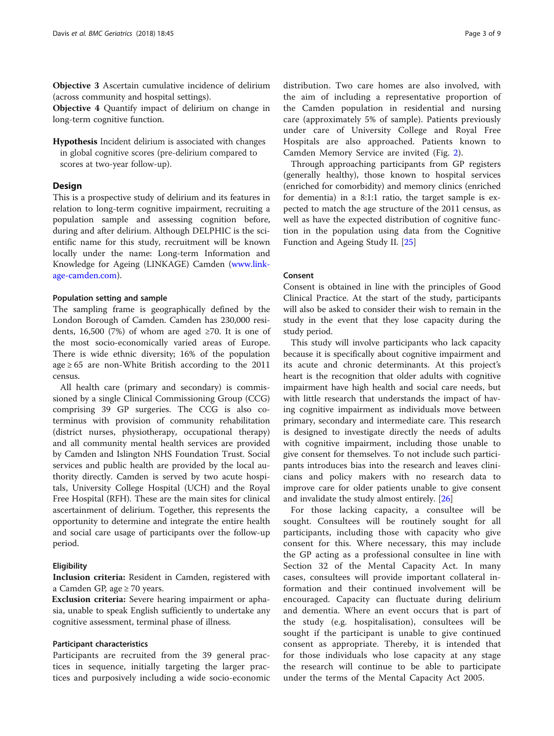**Objective 3** Ascertain cumulative incidence of delirium (across community and hospital settings).

**Objective 4** Quantify impact of delirium on change in long-term cognitive function.

**Hypothesis** Incident delirium is associated with changes in global cognitive scores (pre-delirium compared to scores at two-year follow-up).

## Design

This is a prospective study of delirium and its features in relation to long-term cognitive impairment, recruiting a population sample and assessing cognition before, during and after delirium. Although DELPHIC is the scientific name for this study, recruitment will be known locally under the name: Long-term Information and Knowledge for Ageing (LINKAGE) Camden (www.linkage-camden.com).

### Population setting and sample

The sampling frame is geographically defined by the London Borough of Camden. Camden has 230,000 residents, 16,500 (7%) of whom are aged ≥70. It is one of the most socio-economically varied areas of Europe. There is wide ethnic diversity; 16% of the population age ≥ 65 are non-White British according to the 2011 census.

All health care (primary and secondary) is commissioned by a single Clinical Commissioning Group (CCG) comprising 39 GP surgeries. The CCG is also co-terminus with provision of community rehabilitation (district nurses, physiotherapy, occupational therapy) and all community mental health services are provided by Camden and Islington NHS Foundation Trust. Social services and public health are provided by the local authority directly. Camden is served by two acute hospitals, University College Hospital (UCH) and the Royal Free Hospital (RFH). These are the main sites for clinical ascertainment of delirium. Together, this represents the opportunity to determine and integrate the entire health and social care usage of participants over the follow-up period.

### Eligibility

**Inclusion criteria:** Resident in Camden, registered with a Camden GP, age ≥ 70 years.

**Exclusion criteria:** Severe hearing impairment or aphasia, unable to speak English sufficiently to undertake any cognitive assessment, terminal phase of illness.

### Participant characteristics

Participants are recruited from the 39 general practices in sequence, initially targeting the larger practices and purposively including a wide socio-economic distribution. Two care homes are also involved, with the aim of including a representative proportion of the Camden population in residential and nursing care (approximately 5% of sample). Patients previously under care of University College and Royal Free Hospitals are also approached. Patients known to Camden Memory Service are invited (Fig. 2).

Through approaching participants from GP registers (generally healthy), those known to hospital services (enriched for comorbidity) and memory clinics (enriched for dementia) in a 8:1:1 ratio, the target sample is expected to match the age structure of the 2011 census, as well as have the expected distribution of cognitive function in the population using data from the Cognitive Function and Ageing Study II. [25]

### Consent

Consent is obtained in line with the principles of Good Clinical Practice. At the start of the study, participants will also be asked to consider their wish to remain in the study in the event that they lose capacity during the study period.

This study will involve participants who lack capacity because it is specifically about cognitive impairment and its acute and chronic determinants. At this project's heart is the recognition that older adults with cognitive impairment have high health and social care needs, but with little research that understands the impact of having cognitive impairment as individuals move between primary, secondary and intermediate care. This research is designed to investigate directly the needs of adults with cognitive impairment, including those unable to give consent for themselves. To not include such participants introduces bias into the research and leaves clinicians and policy makers with no research data to improve care for older patients unable to give consent and invalidate the study almost entirely. [26]

For those lacking capacity, a consultee will be sought. Consultees will be routinely sought for all participants, including those with capacity who give consent for this. Where necessary, this may include the GP acting as a professional consultee in line with Section 32 of the Mental Capacity Act. In many cases, consultees will provide important collateral information and their continued involvement will be encouraged. Capacity can fluctuate during delirium and dementia. Where an event occurs that is part of the study (e.g. hospitalisation), consultees will be sought if the participant is unable to give continued consent as appropriate. Thereby, it is intended that for those individuals who lose capacity at any stage the research will continue to be able to participate under the terms of the Mental Capacity Act 2005.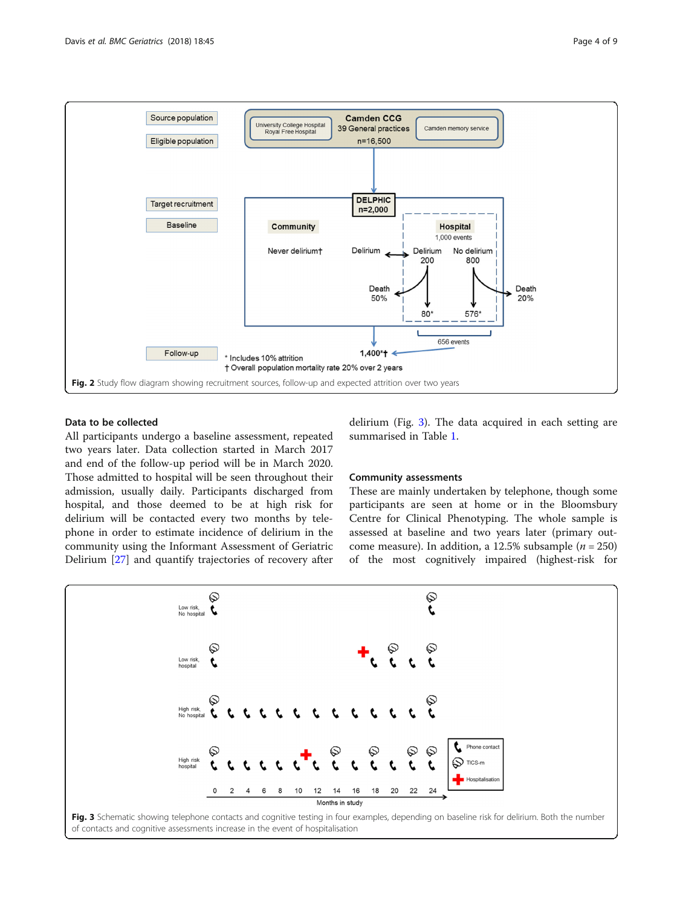Fig. 2 Study flow diagram showing recruitment sources, follow-up and expected attrition over two years

Fig. 3 Schematic showing telephone contacts and cognitive testing in four examples, depending on baseline risk for delirium. Both the number of contacts and cognitive assessments increase in the event of hospitalisation

### Data to be collected

All participants undergo a baseline assessment, repeated two years later. Data collection started in March 2017 and end of the follow-up period will be in March 2020. Those admitted to hospital will be seen throughout their admission, usually daily. Participants discharged from hospital, and those deemed to be at high risk for delirium will be contacted every two months by telephone in order to estimate incidence of delirium in the community using the Informant Assessment of Geriatric Delirium [27] and quantify trajectories of recovery after delirium (Fig. 3). The data acquired in each setting are summarised in Table 1.

### Community assessments

These are mainly undertaken by telephone, though some participants are seen at home or in the Bloomsbury Centre for Clinical Phenotyping. The whole sample is assessed at baseline and two years later (primary outcome measure). In addition, a 12.5% subsample ($n$ = 250) of the most cognitively impaired (highest-risk for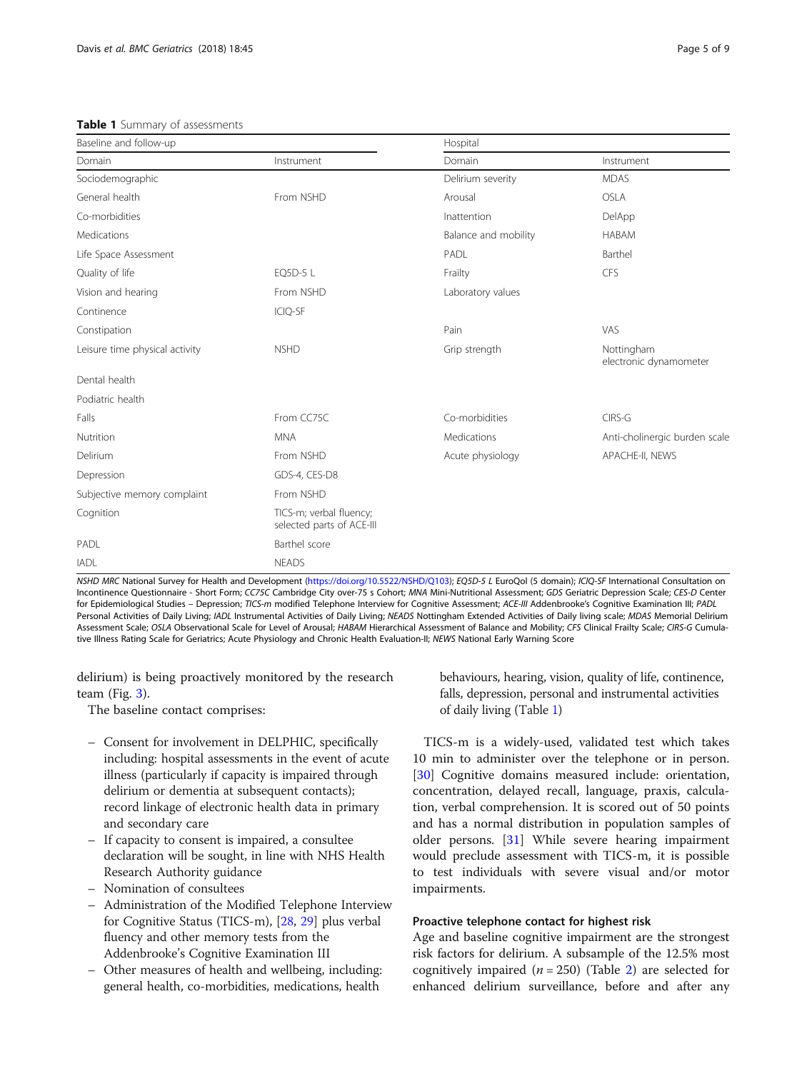**Table 1** Summary of assessments

| Baseline and follow-up | | Hospital | |
|---|---|---|---|
| Domain | Instrument | Domain | Instrument |
| Sociodemographic | | Delirium severity | MDAS |
| General health | From NSHD | Arousal | OSLA |
| Co-morbidities | | Inattention | DelApp |
| Medications | | Balance and mobility | HABAM |
| Life Space Assessment | | PADL | Barthel |
| Quality of life | EQ5D-5 L | Frailty | CFS |
| Vision and hearing | From NSHD | Laboratory values | |
| Continence | ICIQ-SF | | |
| Constipation | | Pain | VAS |
| Leisure time physical activity | NSHD | Grip strength | Nottingham electronic dynamometer |
| Dental health | | | |
| Podiatric health | | | |
| Falls | From CC75C | Co-morbidities | CIRS-G |
| Nutrition | MNA | Medications | Anti-cholinergic burden scale |
| Delirium | From NSHD | Acute physiology | APACHE-II, NEWS |
| Depression | GDS-4, CES-D8 | | |
| Subjective memory complaint | From NSHD | | |
| Cognition | TICS-m; verbal fluency; selected parts of ACE-III | | |
| PADL | Barthel score | | |
| IADL | NEADS | | |

*NSHD MRC* National Survey for Health and Development (https://doi.org/10.5522/NSHD/Q103); *EQ5D-5 L* EuroQol (5 domain); *ICIQ-SF* International Consultation on Incontinence Questionnaire - Short Form; *CC75C* Cambridge City over-75 s Cohort; *MNA* Mini-Nutritional Assessment; *GDS* Geriatric Depression Scale; *CES-D* Center for Epidemiological Studies – Depression; *TICS-m* modified Telephone Interview for Cognitive Assessment; *ACE-III* Addenbrooke's Cognitive Examination III; *PADL* Personal Activities of Daily Living; *IADL* Instrumental Activities of Daily Living; *NEADS* Nottingham Extended Activities of Daily living scale; *MDAS* Memorial Delirium Assessment Scale; *OSLA* Observational Scale for Level of Arousal; *HABAM* Hierarchical Assessment of Balance and Mobility; *CFS* Clinical Frailty Scale; *CIRS-G* Cumulative Illness Rating Scale for Geriatrics; Acute Physiology and Chronic Health Evaluation-II; *NEWS* National Early Warning Score

delirium) is being proactively monitored by the research team (Fig. 3).

The baseline contact comprises:

- Consent for involvement in DELPHIC, specifically including: hospital assessments in the event of acute illness (particularly if capacity is impaired through delirium or dementia at subsequent contacts); record linkage of electronic health data in primary and secondary care
- If capacity to consent is impaired, a consultee declaration will be sought, in line with NHS Health Research Authority guidance
- Nomination of consultees
- Administration of the Modified Telephone Interview for Cognitive Status (TICS-m), [28, 29] plus verbal fluency and other memory tests from the Addenbrooke's Cognitive Examination III
- Other measures of health and wellbeing, including: general health, co-morbidities, medications, health behaviours, hearing, vision, quality of life, continence, falls, depression, personal and instrumental activities of daily living (Table 1)

TICS-m is a widely-used, validated test which takes 10 min to administer over the telephone or in person. [30] Cognitive domains measured include: orientation, concentration, delayed recall, language, praxis, calculation, verbal comprehension. It is scored out of 50 points and has a normal distribution in population samples of older persons. [31] While severe hearing impairment would preclude assessment with TICS-m, it is possible to test individuals with severe visual and/or motor impairments.

### Proactive telephone contact for highest risk

Age and baseline cognitive impairment are the strongest risk factors for delirium. A subsample of the 12.5% most cognitively impaired ($n = 250$) (Table 2) are selected for enhanced delirium surveillance, before and after any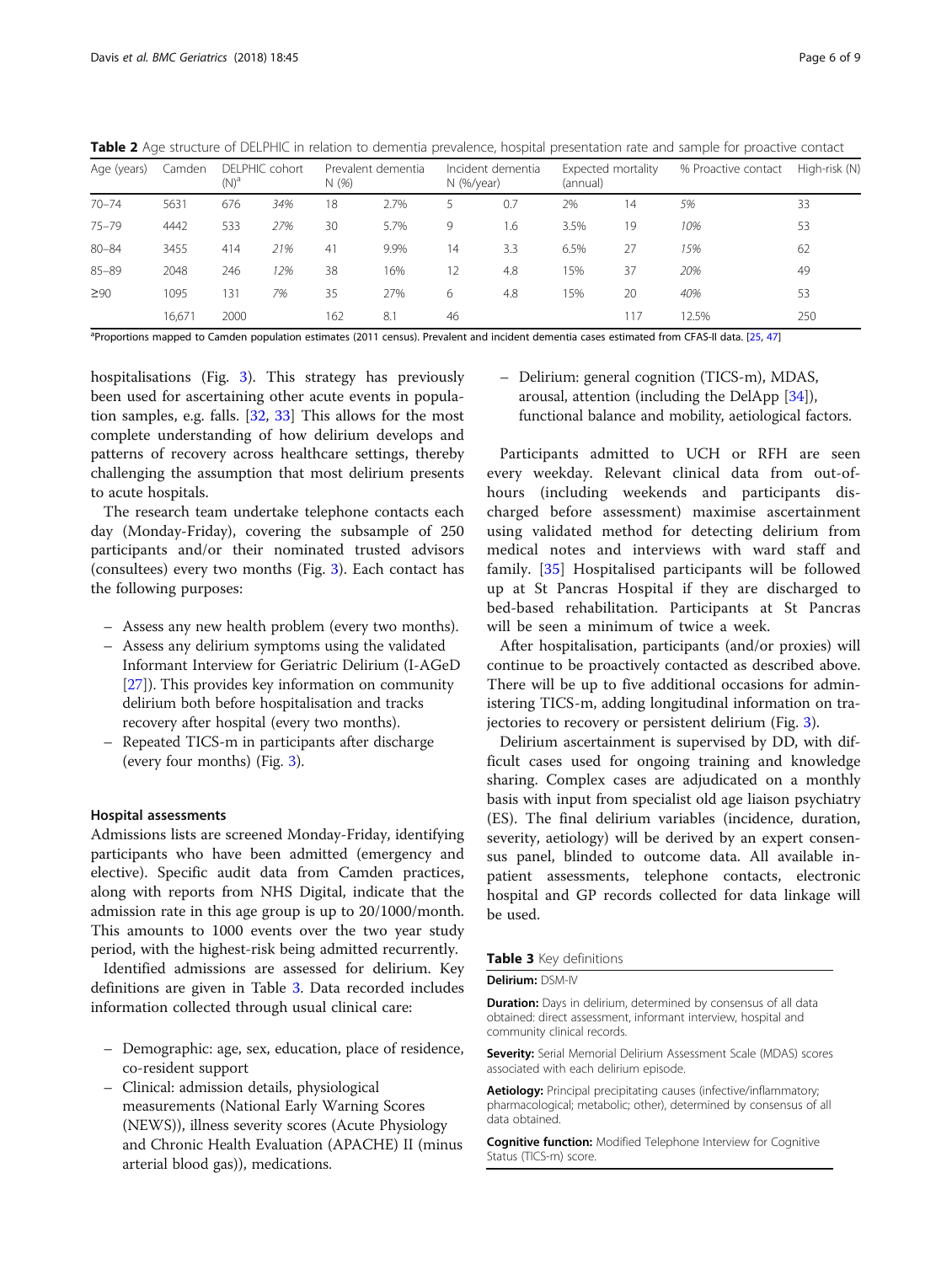**Table 2** Age structure of DELPHIC in relation to dementia prevalence, hospital presentation rate and sample for proactive contact

| Age (years) | Camden | DELPHIC cohort (N)[a] | | Prevalent dementia N (%) | | Incident dementia N (%/year) | | Expected mortality (annual) | | % Proactive contact | High-risk (N) |
|---|---|---|---|---|---|---|---|---|---|---|---|
| 70–74 | 5631 | 676 | *34%* | 18 | 2.7% | 5 | 0.7 | 2% | 14 | *5%* | 33 |
| 75–79 | 4442 | 533 | *27%* | 30 | 5.7% | 9 | 1.6 | 3.5% | 19 | *10%* | 53 |
| 80–84 | 3455 | 414 | *21%* | 41 | 9.9% | 14 | 3.3 | 6.5% | 27 | *15%* | 62 |
| 85–89 | 2048 | 246 | *12%* | 38 | 16% | 12 | 4.8 | 15% | 37 | *20%* | 49 |
| ≥90 | 1095 | 131 | *7%* | 35 | 27% | 6 | 4.8 | 15% | 20 | *40%* | 53 |
| | 16,671 | 2000 | | 162 | 8.1 | 46 | | | 117 | 12.5% | 250 |

[a]Proportions mapped to Camden population estimates (2011 census). Prevalent and incident dementia cases estimated from CFAS-II data. [25, 47]

hospitalisations (Fig. 3). This strategy has previously been used for ascertaining other acute events in population samples, e.g. falls. [32, 33] This allows for the most complete understanding of how delirium develops and patterns of recovery across healthcare settings, thereby challenging the assumption that most delirium presents to acute hospitals.

The research team undertake telephone contacts each day (Monday-Friday), covering the subsample of 250 participants and/or their nominated trusted advisors (consultees) every two months (Fig. 3). Each contact has the following purposes:

- Assess any new health problem (every two months).
- Assess any delirium symptoms using the validated Informant Interview for Geriatric Delirium (I-AGeD [27]). This provides key information on community delirium both before hospitalisation and tracks recovery after hospital (every two months).
- Repeated TICS-m in participants after discharge (every four months) (Fig. 3).

#### Hospital assessments

Admissions lists are screened Monday-Friday, identifying participants who have been admitted (emergency and elective). Specific audit data from Camden practices, along with reports from NHS Digital, indicate that the admission rate in this age group is up to 20/1000/month. This amounts to 1000 events over the two year study period, with the highest-risk being admitted recurrently.

Identified admissions are assessed for delirium. Key definitions are given in Table 3. Data recorded includes information collected through usual clinical care:

- Demographic: age, sex, education, place of residence, co-resident support
- Clinical: admission details, physiological measurements (National Early Warning Scores (NEWS)), illness severity scores (Acute Physiology and Chronic Health Evaluation (APACHE) II (minus arterial blood gas)), medications.
- Delirium: general cognition (TICS-m), MDAS, arousal, attention (including the DelApp [34]), functional balance and mobility, aetiological factors.

Participants admitted to UCH or RFH are seen every weekday. Relevant clinical data from out-of-hours (including weekends and participants discharged before assessment) maximise ascertainment using validated method for detecting delirium from medical notes and interviews with ward staff and family. [35] Hospitalised participants will be followed up at St Pancras Hospital if they are discharged to bed-based rehabilitation. Participants at St Pancras will be seen a minimum of twice a week.

After hospitalisation, participants (and/or proxies) will continue to be proactively contacted as described above. There will be up to five additional occasions for administering TICS-m, adding longitudinal information on trajectories to recovery or persistent delirium (Fig. 3).

Delirium ascertainment is supervised by DD, with difficult cases used for ongoing training and knowledge sharing. Complex cases are adjudicated on a monthly basis with input from specialist old age liaison psychiatry (ES). The final delirium variables (incidence, duration, severity, aetiology) will be derived by an expert consensus panel, blinded to outcome data. All available inpatient assessments, telephone contacts, electronic hospital and GP records collected for data linkage will be used.

**Table 3** Key definitions

**Delirium:** DSM-IV

**Duration:** Days in delirium, determined by consensus of all data obtained: direct assessment, informant interview, hospital and community clinical records.

**Severity:** Serial Memorial Delirium Assessment Scale (MDAS) scores associated with each delirium episode.

**Aetiology:** Principal precipitating causes (infective/inflammatory; pharmacological; metabolic; other), determined by consensus of all data obtained.

**Cognitive function:** Modified Telephone Interview for Cognitive Status (TICS-m) score.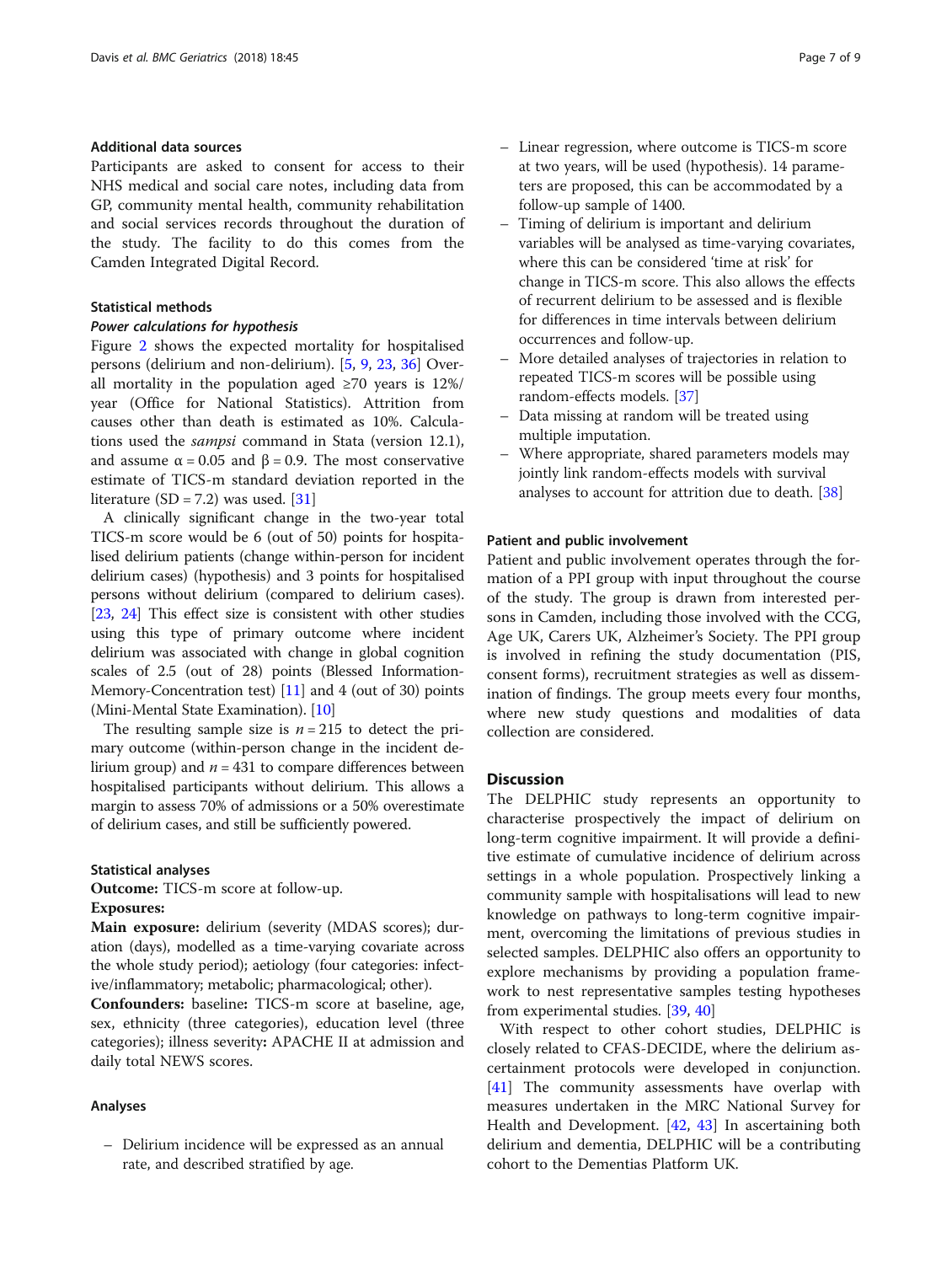### Additional data sources

Participants are asked to consent for access to their NHS medical and social care notes, including data from GP, community mental health, community rehabilitation and social services records throughout the duration of the study. The facility to do this comes from the Camden Integrated Digital Record.

### Statistical methods

#### Power calculations for hypothesis

Figure 2 shows the expected mortality for hospitalised persons (delirium and non-delirium). [5, 9, 23, 36] Overall mortality in the population aged ≥70 years is 12%/year (Office for National Statistics). Attrition from causes other than death is estimated as 10%. Calculations used the *sampsi* command in Stata (version 12.1), and assume $\alpha = 0.05$ and $\beta = 0.9$. The most conservative estimate of TICS-m standard deviation reported in the literature (SD = 7.2) was used. [31]

A clinically significant change in the two-year total TICS-m score would be 6 (out of 50) points for hospitalised delirium patients (change within-person for incident delirium cases) (hypothesis) and 3 points for hospitalised persons without delirium (compared to delirium cases). [23, 24] This effect size is consistent with other studies using this type of primary outcome where incident delirium was associated with change in global cognition scales of 2.5 (out of 28) points (Blessed Information-Memory-Concentration test) [11] and 4 (out of 30) points (Mini-Mental State Examination). [10]

The resulting sample size is $n = 215$ to detect the primary outcome (within-person change in the incident delirium group) and $n = 431$ to compare differences between hospitalised participants without delirium. This allows a margin to assess 70% of admissions or a 50% overestimate of delirium cases, and still be sufficiently powered.

### Statistical analyses

**Outcome:** TICS-m score at follow-up.

**Exposures:**

**Main exposure:** delirium (severity (MDAS scores); duration (days), modelled as a time-varying covariate across the whole study period); aetiology (four categories: infective/inflammatory; metabolic; pharmacological; other).

**Confounders:** baseline**:** TICS-m score at baseline, age, sex, ethnicity (three categories), education level (three categories); illness severity**:** APACHE II at admission and daily total NEWS scores.

### Analyses

- Delirium incidence will be expressed as an annual rate, and described stratified by age.
- Linear regression, where outcome is TICS-m score at two years, will be used (hypothesis). 14 parameters are proposed, this can be accommodated by a follow-up sample of 1400.
- Timing of delirium is important and delirium variables will be analysed as time-varying covariates, where this can be considered 'time at risk' for change in TICS-m score. This also allows the effects of recurrent delirium to be assessed and is flexible for differences in time intervals between delirium occurrences and follow-up.
- More detailed analyses of trajectories in relation to repeated TICS-m scores will be possible using random-effects models. [37]
- Data missing at random will be treated using multiple imputation.
- Where appropriate, shared parameters models may jointly link random-effects models with survival analyses to account for attrition due to death. [38]

### Patient and public involvement

Patient and public involvement operates through the formation of a PPI group with input throughout the course of the study. The group is drawn from interested persons in Camden, including those involved with the CCG, Age UK, Carers UK, Alzheimer's Society. The PPI group is involved in refining the study documentation (PIS, consent forms), recruitment strategies as well as dissemination of findings. The group meets every four months, where new study questions and modalities of data collection are considered.

## Discussion

The DELPHIC study represents an opportunity to characterise prospectively the impact of delirium on long-term cognitive impairment. It will provide a definitive estimate of cumulative incidence of delirium across settings in a whole population. Prospectively linking a community sample with hospitalisations will lead to new knowledge on pathways to long-term cognitive impairment, overcoming the limitations of previous studies in selected samples. DELPHIC also offers an opportunity to explore mechanisms by providing a population framework to nest representative samples testing hypotheses from experimental studies. [39, 40]

With respect to other cohort studies, DELPHIC is closely related to CFAS-DECIDE, where the delirium ascertainment protocols were developed in conjunction. [41] The community assessments have overlap with measures undertaken in the MRC National Survey for Health and Development. [42, 43] In ascertaining both delirium and dementia, DELPHIC will be a contributing cohort to the Dementias Platform UK.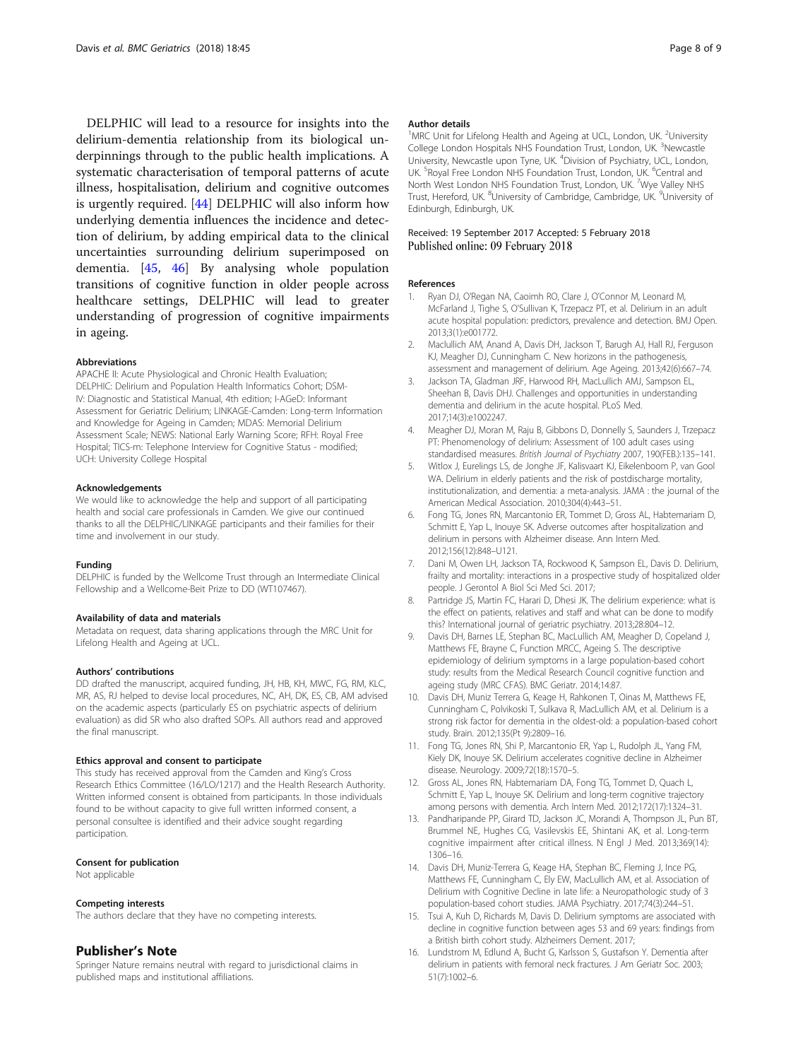DELPHIC will lead to a resource for insights into the delirium-dementia relationship from its biological underpinnings through to the public health implications. A systematic characterisation of temporal patterns of acute illness, hospitalisation, delirium and cognitive outcomes is urgently required. [44] DELPHIC will also inform how underlying dementia influences the incidence and detection of delirium, by adding empirical data to the clinical uncertainties surrounding delirium superimposed on dementia. [45, 46] By analysing whole population transitions of cognitive function in older people across healthcare settings, DELPHIC will lead to greater understanding of progression of cognitive impairments in ageing.

#### Abbreviations

APACHE II: Acute Physiological and Chronic Health Evaluation; DELPHIC: Delirium and Population Health Informatics Cohort; DSM-IV: Diagnostic and Statistical Manual, 4th edition; I-AGeD: Informant Assessment for Geriatric Delirium; LINKAGE-Camden: Long-term Information and Knowledge for Ageing in Camden; MDAS: Memorial Delirium Assessment Scale; NEWS: National Early Warning Score; RFH: Royal Free Hospital; TICS-m: Telephone Interview for Cognitive Status - modified; UCH: University College Hospital

#### Acknowledgements

We would like to acknowledge the help and support of all participating health and social care professionals in Camden. We give our continued thanks to all the DELPHIC/LINKAGE participants and their families for their time and involvement in our study.

#### Funding

DELPHIC is funded by the Wellcome Trust through an Intermediate Clinical Fellowship and a Wellcome-Beit Prize to DD (WT107467).

#### Availability of data and materials

Metadata on request, data sharing applications through the MRC Unit for Lifelong Health and Ageing at UCL.

#### Authors' contributions

DD drafted the manuscript, acquired funding, JH, HB, KH, MWC, FG, RM, KLC, MR, AS, RJ helped to devise local procedures, NC, AH, DK, ES, CB, AM advised on the academic aspects (particularly ES on psychiatric aspects of delirium evaluation) as did SR who also drafted SOPs. All authors read and approved the final manuscript.

#### Ethics approval and consent to participate

This study has received approval from the Camden and King's Cross Research Ethics Committee (16/LO/1217) and the Health Research Authority. Written informed consent is obtained from participants. In those individuals found to be without capacity to give full written informed consent, a personal consultee is identified and their advice sought regarding participation.

#### Consent for publication

Not applicable

#### Competing interests

The authors declare that they have no competing interests.

## Publisher's Note

Springer Nature remains neutral with regard to jurisdictional claims in published maps and institutional affiliations.

#### Author details

[1]MRC Unit for Lifelong Health and Ageing at UCL, London, UK. [2]University College London Hospitals NHS Foundation Trust, London, UK. [3]Newcastle University, Newcastle upon Tyne, UK. [4]Division of Psychiatry, UCL, London, UK. [5]Royal Free London NHS Foundation Trust, London, UK. [6]Central and North West London NHS Foundation Trust, London, UK. [7]Wye Valley NHS Trust, Hereford, UK. [8]University of Cambridge, Cambridge, UK. [9]University of Edinburgh, Edinburgh, UK.

Received: 19 September 2017 Accepted: 5 February 2018
Published online: 09 February 2018

#### References

1. Ryan DJ, O'Regan NA, Caoimh RO, Clare J, O'Connor M, Leonard M, McFarland J, Tighe S, O'Sullivan K, Trzepacz PT, et al. Delirium in an adult acute hospital population: predictors, prevalence and detection. BMJ Open. 2013;3(1):e001772.
2. Maclullich AM, Anand A, Davis DH, Jackson T, Barugh AJ, Hall RJ, Ferguson KJ, Meagher DJ, Cunningham C. New horizons in the pathogenesis, assessment and management of delirium. Age Ageing. 2013;42(6):667–74.
3. Jackson TA, Gladman JRF, Harwood RH, MacLullich AMJ, Sampson EL, Sheehan B, Davis DHJ. Challenges and opportunities in understanding dementia and delirium in the acute hospital. PLoS Med. 2017;14(3):e1002247.
4. Meagher DJ, Moran M, Raju B, Gibbons D, Donnelly S, Saunders J, Trzepacz PT: Phenomenology of delirium: Assessment of 100 adult cases using standardised measures. *British Journal of Psychiatry* 2007, 190(FEB.):135–141.
5. Witlox J, Eurelings LS, de Jonghe JF, Kalisvaart KJ, Eikelenboom P, van Gool WA. Delirium in elderly patients and the risk of postdischarge mortality, institutionalization, and dementia: a meta-analysis. JAMA : the journal of the American Medical Association. 2010;304(4):443–51.
6. Fong TG, Jones RN, Marcantonio ER, Tommet D, Gross AL, Habtemariam D, Schmitt E, Yap L, Inouye SK. Adverse outcomes after hospitalization and delirium in persons with Alzheimer disease. Ann Intern Med. 2012;156(12):848–U121.
7. Dani M, Owen LH, Jackson TA, Rockwood K, Sampson EL, Davis D. Delirium, frailty and mortality: interactions in a prospective study of hospitalized older people. J Gerontol A Biol Sci Med Sci. 2017;
8. Partridge JS, Martin FC, Harari D, Dhesi JK. The delirium experience: what is the effect on patients, relatives and staff and what can be done to modify this? International journal of geriatric psychiatry. 2013;28:804–12.
9. Davis DH, Barnes LE, Stephan BC, MacLullich AM, Meagher D, Copeland J, Matthews FE, Brayne C, Function MRCC, Ageing S. The descriptive epidemiology of delirium symptoms in a large population-based cohort study: results from the Medical Research Council cognitive function and ageing study (MRC CFAS). BMC Geriatr. 2014;14:87.
10. Davis DH, Muniz Terrera G, Keage H, Rahkonen T, Oinas M, Matthews FE, Cunningham C, Polvikoski T, Sulkava R, MacLullich AM, et al. Delirium is a strong risk factor for dementia in the oldest-old: a population-based cohort study. Brain. 2012;135(Pt 9):2809–16.
11. Fong TG, Jones RN, Shi P, Marcantonio ER, Yap L, Rudolph JL, Yang FM, Kiely DK, Inouye SK. Delirium accelerates cognitive decline in Alzheimer disease. Neurology. 2009;72(18):1570–5.
12. Gross AL, Jones RN, Habtemariam DA, Fong TG, Tommet D, Quach L, Schmitt E, Yap L, Inouye SK. Delirium and long-term cognitive trajectory among persons with dementia. Arch Intern Med. 2012;172(17):1324–31.
13. Pandharipande PP, Girard TD, Jackson JC, Morandi A, Thompson JL, Pun BT, Brummel NE, Hughes CG, Vasilevskis EE, Shintani AK, et al. Long-term cognitive impairment after critical illness. N Engl J Med. 2013;369(14):1306–16.
14. Davis DH, Muniz-Terrera G, Keage HA, Stephan BC, Fleming J, Ince PG, Matthews FE, Cunningham C, Ely EW, MacLullich AM, et al. Association of Delirium with Cognitive Decline in late life: a Neuropathologic study of 3 population-based cohort studies. JAMA Psychiatry. 2017;74(3):244–51.
15. Tsui A, Kuh D, Richards M, Davis D. Delirium symptoms are associated with decline in cognitive function between ages 53 and 69 years: findings from a British birth cohort study. Alzheimers Dement. 2017;
16. Lundstrom M, Edlund A, Bucht G, Karlsson S, Gustafson Y. Dementia after delirium in patients with femoral neck fractures. J Am Geriatr Soc. 2003;51(7):1002–6.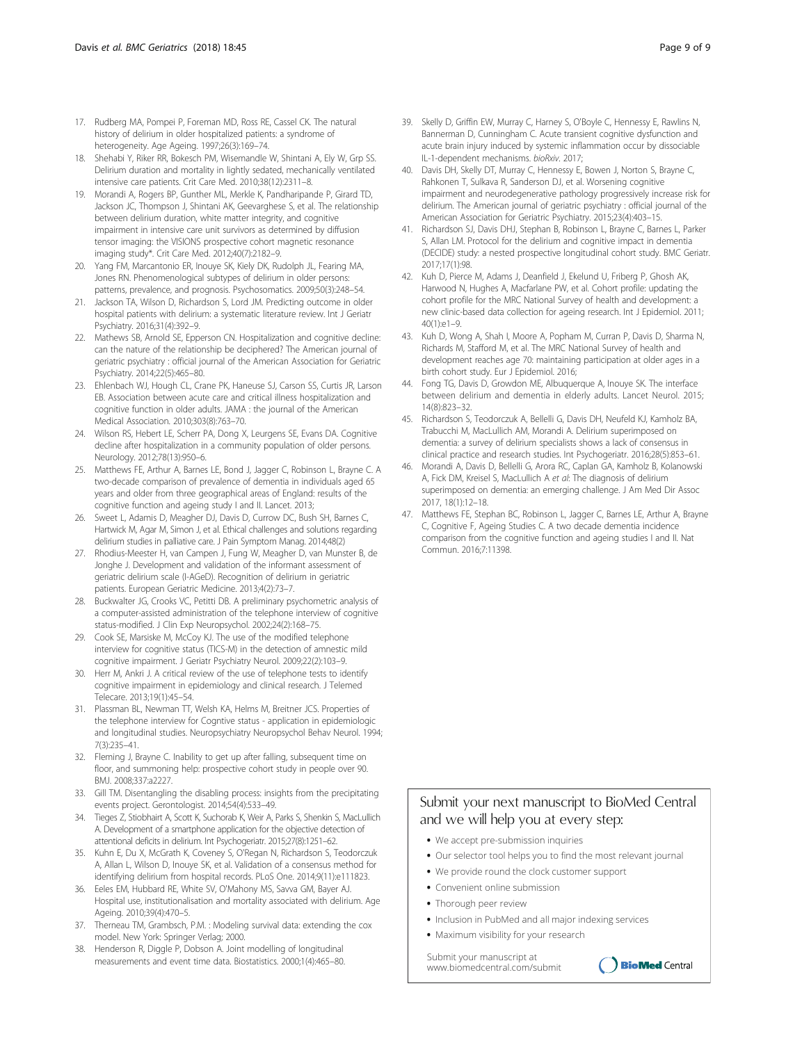17. Rudberg MA, Pompei P, Foreman MD, Ross RE, Cassel CK. The natural history of delirium in older hospitalized patients: a syndrome of heterogeneity. Age Ageing. 1997;26(3):169–74.
18. Shehabi Y, Riker RR, Bokesch PM, Wisemandle W, Shintani A, Ely W, Grp SS. Delirium duration and mortality in lightly sedated, mechanically ventilated intensive care patients. Crit Care Med. 2010;38(12):2311–8.
19. Morandi A, Rogers BP, Gunther ML, Merkle K, Pandharipande P, Girard TD, Jackson JC, Thompson J, Shintani AK, Geevarghese S, et al. The relationship between delirium duration, white matter integrity, and cognitive impairment in intensive care unit survivors as determined by diffusion tensor imaging: the VISIONS prospective cohort magnetic resonance imaging study*. Crit Care Med. 2012;40(7):2182–9.
20. Yang FM, Marcantonio ER, Inouye SK, Kiely DK, Rudolph JL, Fearing MA, Jones RN. Phenomenological subtypes of delirium in older persons: patterns, prevalence, and prognosis. Psychosomatics. 2009;50(3):248–54.
21. Jackson TA, Wilson D, Richardson S, Lord JM. Predicting outcome in older hospital patients with delirium: a systematic literature review. Int J Geriatr Psychiatry. 2016;31(4):392–9.
22. Mathews SB, Arnold SE, Epperson CN. Hospitalization and cognitive decline: can the nature of the relationship be deciphered? The American journal of geriatric psychiatry : official journal of the American Association for Geriatric Psychiatry. 2014;22(5):465–80.
23. Ehlenbach WJ, Hough CL, Crane PK, Haneuse SJ, Carson SS, Curtis JR, Larson EB. Association between acute care and critical illness hospitalization and cognitive function in older adults. JAMA : the journal of the American Medical Association. 2010;303(8):763–70.
24. Wilson RS, Hebert LE, Scherr PA, Dong X, Leurgens SE, Evans DA. Cognitive decline after hospitalization in a community population of older persons. Neurology. 2012;78(13):950–6.
25. Matthews FE, Arthur A, Barnes LE, Bond J, Jagger C, Robinson L, Brayne C. A two-decade comparison of prevalence of dementia in individuals aged 65 years and older from three geographical areas of England: results of the cognitive function and ageing study I and II. Lancet. 2013;
26. Sweet L, Adamis D, Meagher DJ, Davis D, Currow DC, Bush SH, Barnes C, Hartwick M, Agar M, Simon J, et al. Ethical challenges and solutions regarding delirium studies in palliative care. J Pain Symptom Manag. 2014;48(2)
27. Rhodius-Meester H, van Campen J, Fung W, Meagher D, van Munster B, de Jonghe J. Development and validation of the informant assessment of geriatric delirium scale (I-AGeD). Recognition of delirium in geriatric patients. European Geriatric Medicine. 2013;4(2):73–7.
28. Buckwalter JG, Crooks VC, Petitti DB. A preliminary psychometric analysis of a computer-assisted administration of the telephone interview of cognitive status-modified. J Clin Exp Neuropsychol. 2002;24(2):168–75.
29. Cook SE, Marsiske M, McCoy KJ. The use of the modified telephone interview for cognitive status (TICS-M) in the detection of amnestic mild cognitive impairment. J Geriatr Psychiatry Neurol. 2009;22(2):103–9.
30. Herr M, Ankri J. A critical review of the use of telephone tests to identify cognitive impairment in epidemiology and clinical research. J Telemed Telecare. 2013;19(1):45–54.
31. Plassman BL, Newman TT, Welsh KA, Helms M, Breitner JCS. Properties of the telephone interview for Cogntive status - application in epidemiologic and longitudinal studies. Neuropsychiatry Neuropsychol Behav Neurol. 1994; 7(3):235–41.
32. Fleming J, Brayne C. Inability to get up after falling, subsequent time on floor, and summoning help: prospective cohort study in people over 90. BMJ. 2008;337:a2227.
33. Gill TM. Disentangling the disabling process: insights from the precipitating events project. Gerontologist. 2014;54(4):533–49.
34. Tieges Z, Stiobhairt A, Scott K, Suchorab K, Weir A, Parks S, Shenkin S, MacLullich A. Development of a smartphone application for the objective detection of attentional deficits in delirium. Int Psychogeriatr. 2015;27(8):1251–62.
35. Kuhn E, Du X, McGrath K, Coveney S, O'Regan N, Richardson S, Teodorczuk A, Allan L, Wilson D, Inouye SK, et al. Validation of a consensus method for identifying delirium from hospital records. PLoS One. 2014;9(11):e111823.
36. Eeles EM, Hubbard RE, White SV, O'Mahony MS, Savva GM, Bayer AJ. Hospital use, institutionalisation and mortality associated with delirium. Age Ageing. 2010;39(4):470–5.
37. Therneau TM, Grambsch, P.M. : Modeling survival data: extending the cox model. New York: Springer Verlag; 2000.
38. Henderson R, Diggle P, Dobson A. Joint modelling of longitudinal measurements and event time data. Biostatistics. 2000;1(4):465–80.
39. Skelly D, Griffin EW, Murray C, Harney S, O'Boyle C, Hennessy E, Rawlins N, Bannerman D, Cunningham C. Acute transient cognitive dysfunction and acute brain injury induced by systemic inflammation occur by dissociable IL-1-dependent mechanisms. *bioRxiv*. 2017;
40. Davis DH, Skelly DT, Murray C, Hennessy E, Bowen J, Norton S, Brayne C, Rahkonen T, Sulkava R, Sanderson DJ, et al. Worsening cognitive impairment and neurodegenerative pathology progressively increase risk for delirium. The American journal of geriatric psychiatry : official journal of the American Association for Geriatric Psychiatry. 2015;23(4):403–15.
41. Richardson SJ, Davis DHJ, Stephan B, Robinson L, Brayne C, Barnes L, Parker S, Allan LM. Protocol for the delirium and cognitive impact in dementia (DECIDE) study: a nested prospective longitudinal cohort study. BMC Geriatr. 2017;17(1):98.
42. Kuh D, Pierce M, Adams J, Deanfield J, Ekelund U, Friberg P, Ghosh AK, Harwood N, Hughes A, Macfarlane PW, et al. Cohort profile: updating the cohort profile for the MRC National Survey of health and development: a new clinic-based data collection for ageing research. Int J Epidemiol. 2011; 40(1):e1–9.
43. Kuh D, Wong A, Shah I, Moore A, Popham M, Curran P, Davis D, Sharma N, Richards M, Stafford M, et al. The MRC National Survey of health and development reaches age 70: maintaining participation at older ages in a birth cohort study. Eur J Epidemiol. 2016;
44. Fong TG, Davis D, Growdon ME, Albuquerque A, Inouye SK. The interface between delirium and dementia in elderly adults. Lancet Neurol. 2015; 14(8):823–32.
45. Richardson S, Teodorczuk A, Bellelli G, Davis DH, Neufeld KJ, Kamholz BA, Trabucchi M, MacLullich AM, Morandi A. Delirium superimposed on dementia: a survey of delirium specialists shows a lack of consensus in clinical practice and research studies. Int Psychogeriatr. 2016;28(5):853–61.
46. Morandi A, Davis D, Bellelli G, Arora RC, Caplan GA, Kamholz B, Kolanowski A, Fick DM, Kreisel S, MacLullich A *et al*: The diagnosis of delirium superimposed on dementia: an emerging challenge. J Am Med Dir Assoc 2017, 18(1):12–18.
47. Matthews FE, Stephan BC, Robinson L, Jagger C, Barnes LE, Arthur A, Brayne C, Cognitive F, Ageing Studies C. A two decade dementia incidence comparison from the cognitive function and ageing studies I and II. Nat Commun. 2016;7:11398.

Submit your next manuscript to BioMed Central and we will help you at every step:

- We accept pre-submission inquiries
- Our selector tool helps you to find the most relevant journal
- We provide round the clock customer support
- Convenient online submission
- Thorough peer review
- Inclusion in PubMed and all major indexing services
- Maximum visibility for your research

Submit your manuscript at www.biomedcentral.com/submit

BioMed Central